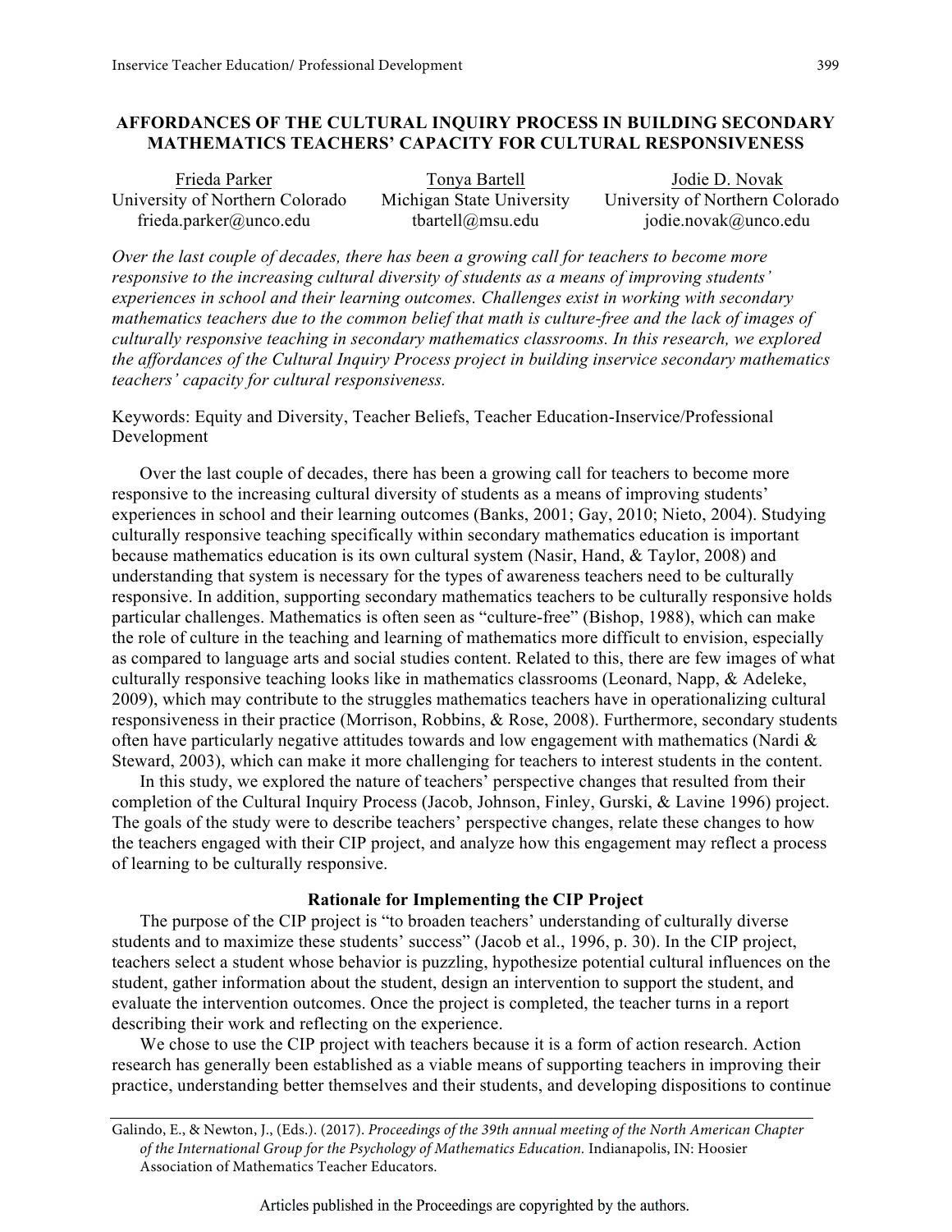# AFFORDANCES OF THE CULTURAL INQUIRY PROCESS IN BUILDING SECONDARY MATHEMATICS TEACHERS' CAPACITY FOR CULTURAL RESPONSIVENESS

| Frieda Parker | Tonya Bartell | Jodie D. Novak |
|---|---|---|
| University of Northern Colorado | Michigan State University | University of Northern Colorado |
| frieda.parker@unco.edu | tbartell@msu.edu | jodie.novak@unco.edu |

*Over the last couple of decades, there has been a growing call for teachers to become more responsive to the increasing cultural diversity of students as a means of improving students' experiences in school and their learning outcomes. Challenges exist in working with secondary mathematics teachers due to the common belief that math is culture-free and the lack of images of culturally responsive teaching in secondary mathematics classrooms. In this research, we explored the affordances of the Cultural Inquiry Process project in building inservice secondary mathematics teachers' capacity for cultural responsiveness.*

Keywords: Equity and Diversity, Teacher Beliefs, Teacher Education-Inservice/Professional Development

Over the last couple of decades, there has been a growing call for teachers to become more responsive to the increasing cultural diversity of students as a means of improving students' experiences in school and their learning outcomes (Banks, 2001; Gay, 2010; Nieto, 2004). Studying culturally responsive teaching specifically within secondary mathematics education is important because mathematics education is its own cultural system (Nasir, Hand, & Taylor, 2008) and understanding that system is necessary for the types of awareness teachers need to be culturally responsive. In addition, supporting secondary mathematics teachers to be culturally responsive holds particular challenges. Mathematics is often seen as "culture-free" (Bishop, 1988), which can make the role of culture in the teaching and learning of mathematics more difficult to envision, especially as compared to language arts and social studies content. Related to this, there are few images of what culturally responsive teaching looks like in mathematics classrooms (Leonard, Napp, & Adeleke, 2009), which may contribute to the struggles mathematics teachers have in operationalizing cultural responsiveness in their practice (Morrison, Robbins, & Rose, 2008). Furthermore, secondary students often have particularly negative attitudes towards and low engagement with mathematics (Nardi & Steward, 2003), which can make it more challenging for teachers to interest students in the content.

In this study, we explored the nature of teachers' perspective changes that resulted from their completion of the Cultural Inquiry Process (Jacob, Johnson, Finley, Gurski, & Lavine 1996) project. The goals of the study were to describe teachers' perspective changes, relate these changes to how the teachers engaged with their CIP project, and analyze how this engagement may reflect a process of learning to be culturally responsive.

## Rationale for Implementing the CIP Project

The purpose of the CIP project is "to broaden teachers' understanding of culturally diverse students and to maximize these students' success" (Jacob et al., 1996, p. 30). In the CIP project, teachers select a student whose behavior is puzzling, hypothesize potential cultural influences on the student, gather information about the student, design an intervention to support the student, and evaluate the intervention outcomes. Once the project is completed, the teacher turns in a report describing their work and reflecting on the experience.

We chose to use the CIP project with teachers because it is a form of action research. Action research has generally been established as a viable means of supporting teachers in improving their practice, understanding better themselves and their students, and developing dispositions to continue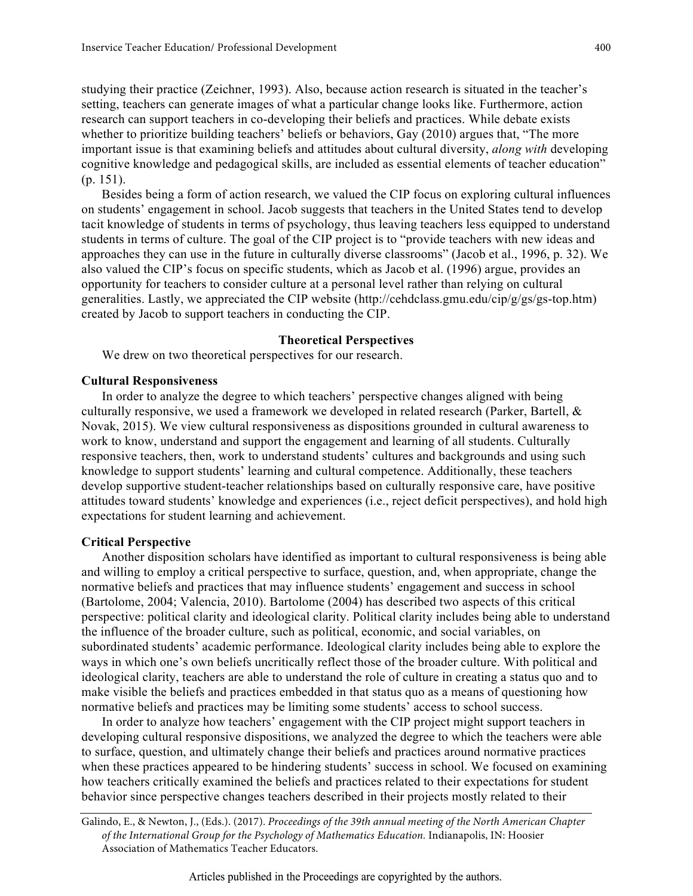studying their practice (Zeichner, 1993). Also, because action research is situated in the teacher's setting, teachers can generate images of what a particular change looks like. Furthermore, action research can support teachers in co-developing their beliefs and practices. While debate exists whether to prioritize building teachers' beliefs or behaviors, Gay (2010) argues that, "The more important issue is that examining beliefs and attitudes about cultural diversity, *along with* developing cognitive knowledge and pedagogical skills, are included as essential elements of teacher education" (p. 151).

Besides being a form of action research, we valued the CIP focus on exploring cultural influences on students' engagement in school. Jacob suggests that teachers in the United States tend to develop tacit knowledge of students in terms of psychology, thus leaving teachers less equipped to understand students in terms of culture. The goal of the CIP project is to "provide teachers with new ideas and approaches they can use in the future in culturally diverse classrooms" (Jacob et al., 1996, p. 32). We also valued the CIP's focus on specific students, which as Jacob et al. (1996) argue, provides an opportunity for teachers to consider culture at a personal level rather than relying on cultural generalities. Lastly, we appreciated the CIP website (http://cehdclass.gmu.edu/cip/g/gs/gs-top.htm) created by Jacob to support teachers in conducting the CIP.

## Theoretical Perspectives

We drew on two theoretical perspectives for our research.

### Cultural Responsiveness

In order to analyze the degree to which teachers' perspective changes aligned with being culturally responsive, we used a framework we developed in related research (Parker, Bartell, & Novak, 2015). We view cultural responsiveness as dispositions grounded in cultural awareness to work to know, understand and support the engagement and learning of all students. Culturally responsive teachers, then, work to understand students' cultures and backgrounds and using such knowledge to support students' learning and cultural competence. Additionally, these teachers develop supportive student-teacher relationships based on culturally responsive care, have positive attitudes toward students' knowledge and experiences (i.e., reject deficit perspectives), and hold high expectations for student learning and achievement.

### Critical Perspective

Another disposition scholars have identified as important to cultural responsiveness is being able and willing to employ a critical perspective to surface, question, and, when appropriate, change the normative beliefs and practices that may influence students' engagement and success in school (Bartolome, 2004; Valencia, 2010). Bartolome (2004) has described two aspects of this critical perspective: political clarity and ideological clarity. Political clarity includes being able to understand the influence of the broader culture, such as political, economic, and social variables, on subordinated students' academic performance. Ideological clarity includes being able to explore the ways in which one's own beliefs uncritically reflect those of the broader culture. With political and ideological clarity, teachers are able to understand the role of culture in creating a status quo and to make visible the beliefs and practices embedded in that status quo as a means of questioning how normative beliefs and practices may be limiting some students' access to school success.

In order to analyze how teachers' engagement with the CIP project might support teachers in developing cultural responsive dispositions, we analyzed the degree to which the teachers were able to surface, question, and ultimately change their beliefs and practices around normative practices when these practices appeared to be hindering students' success in school. We focused on examining how teachers critically examined the beliefs and practices related to their expectations for student behavior since perspective changes teachers described in their projects mostly related to their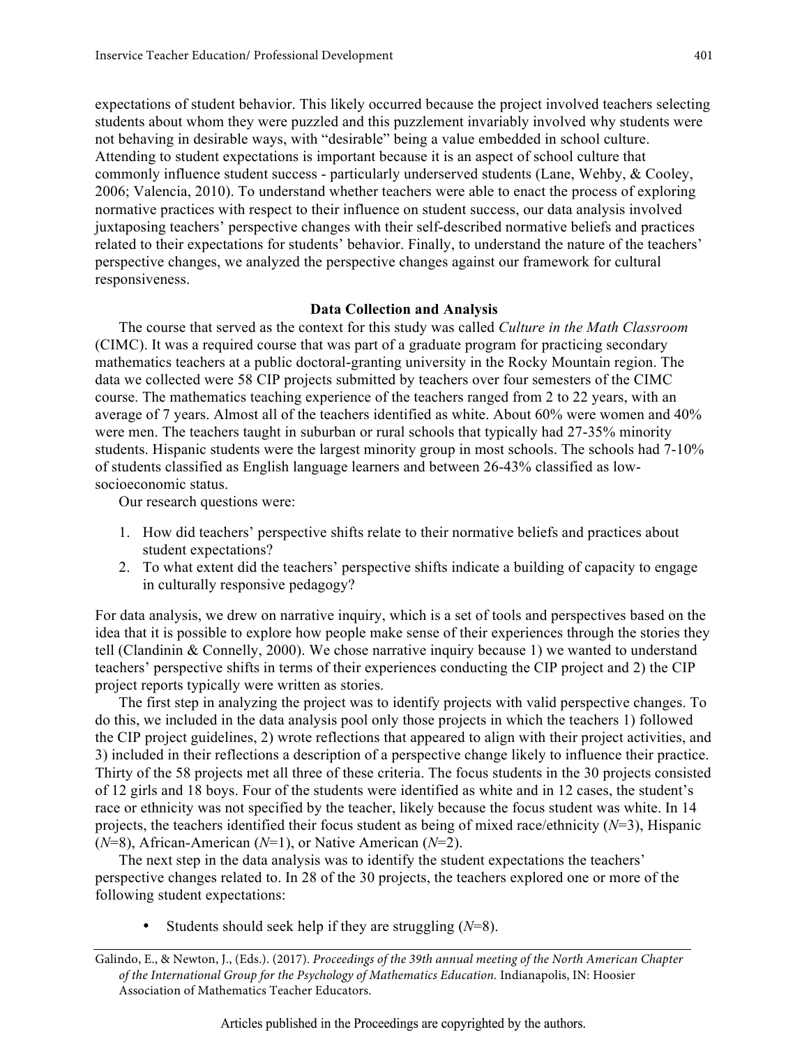expectations of student behavior. This likely occurred because the project involved teachers selecting students about whom they were puzzled and this puzzlement invariably involved why students were not behaving in desirable ways, with "desirable" being a value embedded in school culture. Attending to student expectations is important because it is an aspect of school culture that commonly influence student success - particularly underserved students (Lane, Wehby, & Cooley, 2006; Valencia, 2010). To understand whether teachers were able to enact the process of exploring normative practices with respect to their influence on student success, our data analysis involved juxtaposing teachers' perspective changes with their self-described normative beliefs and practices related to their expectations for students' behavior. Finally, to understand the nature of the teachers' perspective changes, we analyzed the perspective changes against our framework for cultural responsiveness.

## Data Collection and Analysis

The course that served as the context for this study was called *Culture in the Math Classroom* (CIMC). It was a required course that was part of a graduate program for practicing secondary mathematics teachers at a public doctoral-granting university in the Rocky Mountain region. The data we collected were 58 CIP projects submitted by teachers over four semesters of the CIMC course. The mathematics teaching experience of the teachers ranged from 2 to 22 years, with an average of 7 years. Almost all of the teachers identified as white. About 60% were women and 40% were men. The teachers taught in suburban or rural schools that typically had 27-35% minority students. Hispanic students were the largest minority group in most schools. The schools had 7-10% of students classified as English language learners and between 26-43% classified as low-socioeconomic status.

Our research questions were:

1. How did teachers' perspective shifts relate to their normative beliefs and practices about student expectations?
2. To what extent did the teachers' perspective shifts indicate a building of capacity to engage in culturally responsive pedagogy?

For data analysis, we drew on narrative inquiry, which is a set of tools and perspectives based on the idea that it is possible to explore how people make sense of their experiences through the stories they tell (Clandinin & Connelly, 2000). We chose narrative inquiry because 1) we wanted to understand teachers' perspective shifts in terms of their experiences conducting the CIP project and 2) the CIP project reports typically were written as stories.

The first step in analyzing the project was to identify projects with valid perspective changes. To do this, we included in the data analysis pool only those projects in which the teachers 1) followed the CIP project guidelines, 2) wrote reflections that appeared to align with their project activities, and 3) included in their reflections a description of a perspective change likely to influence their practice. Thirty of the 58 projects met all three of these criteria. The focus students in the 30 projects consisted of 12 girls and 18 boys. Four of the students were identified as white and in 12 cases, the student's race or ethnicity was not specified by the teacher, likely because the focus student was white. In 14 projects, the teachers identified their focus student as being of mixed race/ethnicity ($N$=3), Hispanic ($N$=8), African-American ($N$=1), or Native American ($N$=2).

The next step in the data analysis was to identify the student expectations the teachers' perspective changes related to. In 28 of the 30 projects, the teachers explored one or more of the following student expectations:

- Students should seek help if they are struggling ($N$=8).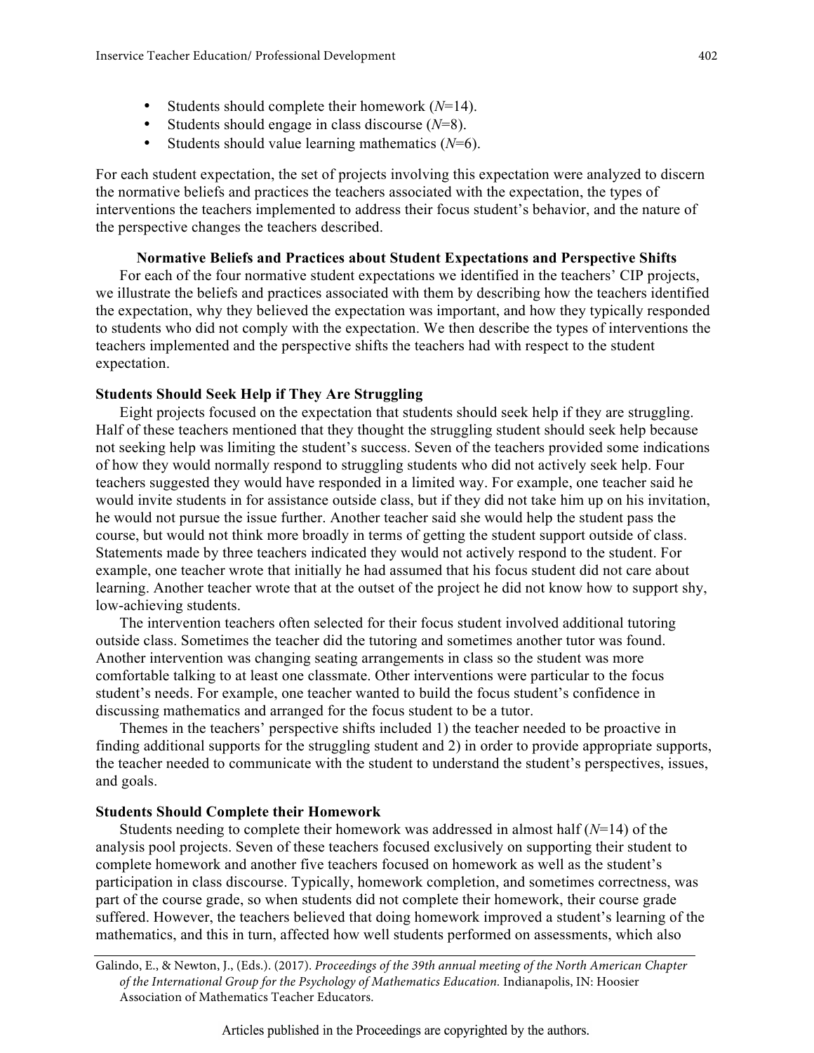- Students should complete their homework (*N*=14).
- Students should engage in class discourse (*N*=8).
- Students should value learning mathematics (*N*=6).

For each student expectation, the set of projects involving this expectation were analyzed to discern the normative beliefs and practices the teachers associated with the expectation, the types of interventions the teachers implemented to address their focus student's behavior, and the nature of the perspective changes the teachers described.

## Normative Beliefs and Practices about Student Expectations and Perspective Shifts

For each of the four normative student expectations we identified in the teachers' CIP projects, we illustrate the beliefs and practices associated with them by describing how the teachers identified the expectation, why they believed the expectation was important, and how they typically responded to students who did not comply with the expectation. We then describe the types of interventions the teachers implemented and the perspective shifts the teachers had with respect to the student expectation.

### Students Should Seek Help if They Are Struggling

Eight projects focused on the expectation that students should seek help if they are struggling. Half of these teachers mentioned that they thought the struggling student should seek help because not seeking help was limiting the student's success. Seven of the teachers provided some indications of how they would normally respond to struggling students who did not actively seek help. Four teachers suggested they would have responded in a limited way. For example, one teacher said he would invite students in for assistance outside class, but if they did not take him up on his invitation, he would not pursue the issue further. Another teacher said she would help the student pass the course, but would not think more broadly in terms of getting the student support outside of class. Statements made by three teachers indicated they would not actively respond to the student. For example, one teacher wrote that initially he had assumed that his focus student did not care about learning. Another teacher wrote that at the outset of the project he did not know how to support shy, low-achieving students.

The intervention teachers often selected for their focus student involved additional tutoring outside class. Sometimes the teacher did the tutoring and sometimes another tutor was found. Another intervention was changing seating arrangements in class so the student was more comfortable talking to at least one classmate. Other interventions were particular to the focus student's needs. For example, one teacher wanted to build the focus student's confidence in discussing mathematics and arranged for the focus student to be a tutor.

Themes in the teachers' perspective shifts included 1) the teacher needed to be proactive in finding additional supports for the struggling student and 2) in order to provide appropriate supports, the teacher needed to communicate with the student to understand the student's perspectives, issues, and goals.

### Students Should Complete their Homework

Students needing to complete their homework was addressed in almost half (*N*=14) of the analysis pool projects. Seven of these teachers focused exclusively on supporting their student to complete homework and another five teachers focused on homework as well as the student's participation in class discourse. Typically, homework completion, and sometimes correctness, was part of the course grade, so when students did not complete their homework, their course grade suffered. However, the teachers believed that doing homework improved a student's learning of the mathematics, and this in turn, affected how well students performed on assessments, which also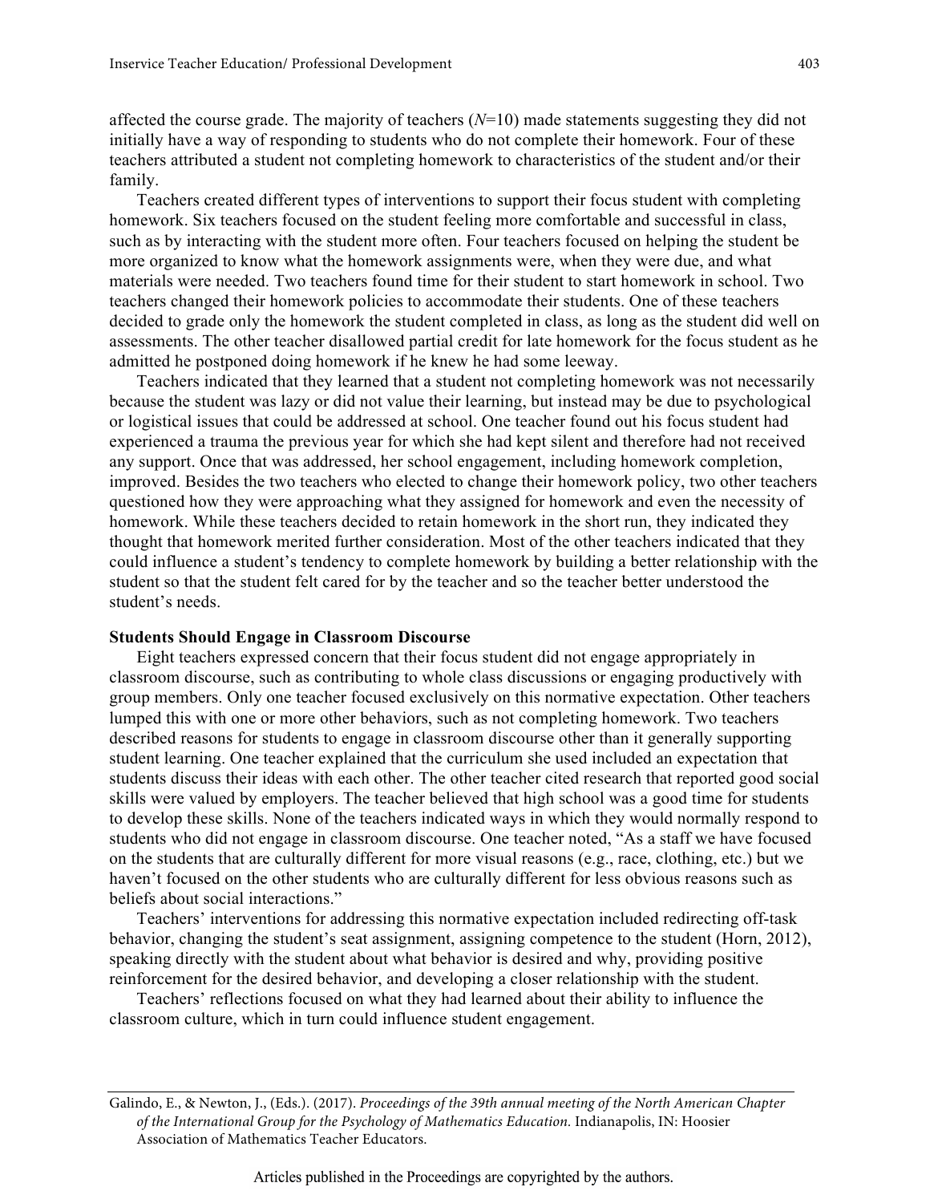affected the course grade. The majority of teachers ($N$=10) made statements suggesting they did not initially have a way of responding to students who do not complete their homework. Four of these teachers attributed a student not completing homework to characteristics of the student and/or their family.

Teachers created different types of interventions to support their focus student with completing homework. Six teachers focused on the student feeling more comfortable and successful in class, such as by interacting with the student more often. Four teachers focused on helping the student be more organized to know what the homework assignments were, when they were due, and what materials were needed. Two teachers found time for their student to start homework in school. Two teachers changed their homework policies to accommodate their students. One of these teachers decided to grade only the homework the student completed in class, as long as the student did well on assessments. The other teacher disallowed partial credit for late homework for the focus student as he admitted he postponed doing homework if he knew he had some leeway.

Teachers indicated that they learned that a student not completing homework was not necessarily because the student was lazy or did not value their learning, but instead may be due to psychological or logistical issues that could be addressed at school. One teacher found out his focus student had experienced a trauma the previous year for which she had kept silent and therefore had not received any support. Once that was addressed, her school engagement, including homework completion, improved. Besides the two teachers who elected to change their homework policy, two other teachers questioned how they were approaching what they assigned for homework and even the necessity of homework. While these teachers decided to retain homework in the short run, they indicated they thought that homework merited further consideration. Most of the other teachers indicated that they could influence a student's tendency to complete homework by building a better relationship with the student so that the student felt cared for by the teacher and so the teacher better understood the student's needs.

**Students Should Engage in Classroom Discourse**

Eight teachers expressed concern that their focus student did not engage appropriately in classroom discourse, such as contributing to whole class discussions or engaging productively with group members. Only one teacher focused exclusively on this normative expectation. Other teachers lumped this with one or more other behaviors, such as not completing homework. Two teachers described reasons for students to engage in classroom discourse other than it generally supporting student learning. One teacher explained that the curriculum she used included an expectation that students discuss their ideas with each other. The other teacher cited research that reported good social skills were valued by employers. The teacher believed that high school was a good time for students to develop these skills. None of the teachers indicated ways in which they would normally respond to students who did not engage in classroom discourse. One teacher noted, "As a staff we have focused on the students that are culturally different for more visual reasons (e.g., race, clothing, etc.) but we haven't focused on the other students who are culturally different for less obvious reasons such as beliefs about social interactions."

Teachers' interventions for addressing this normative expectation included redirecting off-task behavior, changing the student's seat assignment, assigning competence to the student (Horn, 2012), speaking directly with the student about what behavior is desired and why, providing positive reinforcement for the desired behavior, and developing a closer relationship with the student.

Teachers' reflections focused on what they had learned about their ability to influence the classroom culture, which in turn could influence student engagement.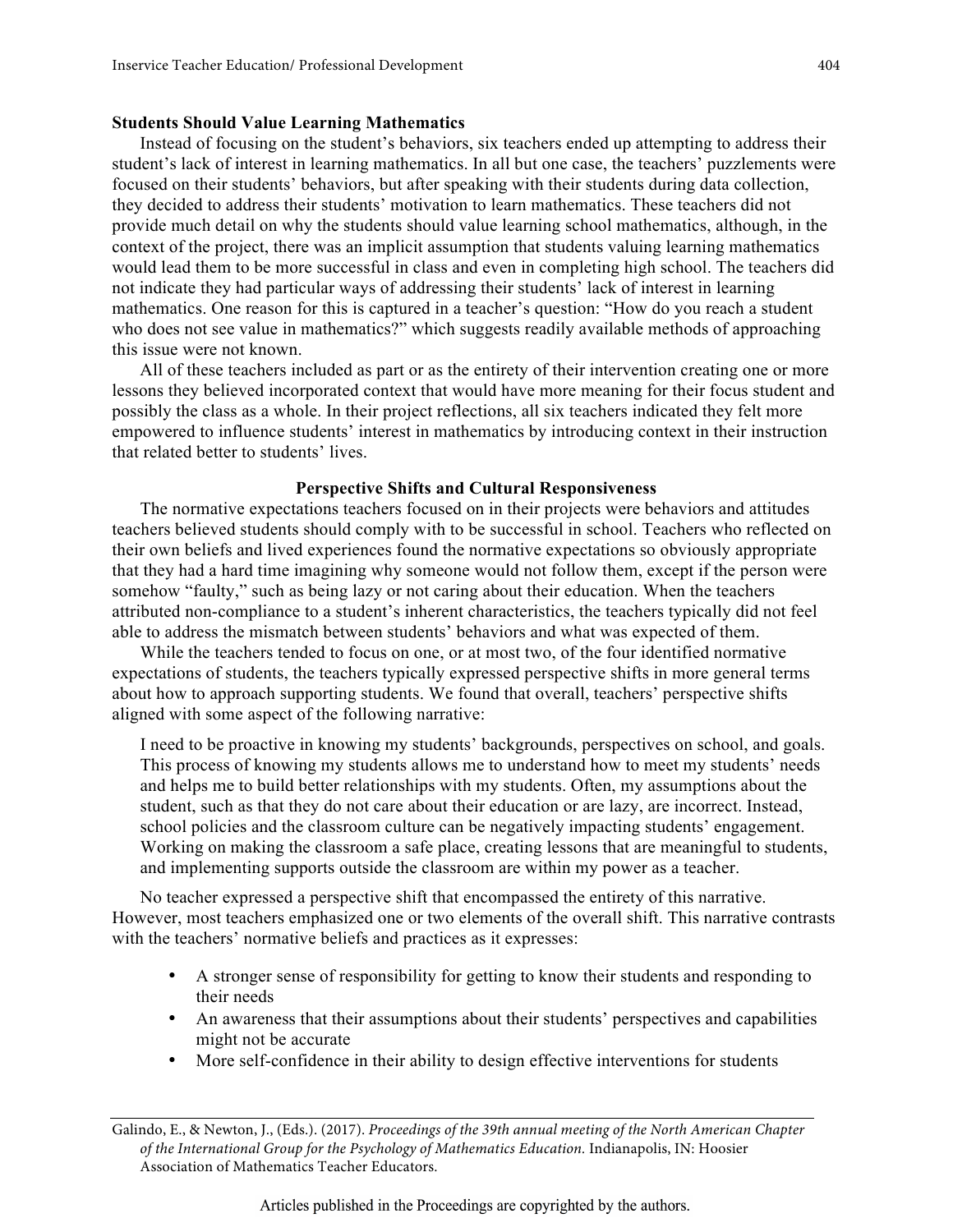**Students Should Value Learning Mathematics**

Instead of focusing on the student's behaviors, six teachers ended up attempting to address their student's lack of interest in learning mathematics. In all but one case, the teachers' puzzlements were focused on their students' behaviors, but after speaking with their students during data collection, they decided to address their students' motivation to learn mathematics. These teachers did not provide much detail on why the students should value learning school mathematics, although, in the context of the project, there was an implicit assumption that students valuing learning mathematics would lead them to be more successful in class and even in completing high school. The teachers did not indicate they had particular ways of addressing their students' lack of interest in learning mathematics. One reason for this is captured in a teacher's question: "How do you reach a student who does not see value in mathematics?" which suggests readily available methods of approaching this issue were not known.

All of these teachers included as part or as the entirety of their intervention creating one or more lessons they believed incorporated context that would have more meaning for their focus student and possibly the class as a whole. In their project reflections, all six teachers indicated they felt more empowered to influence students' interest in mathematics by introducing context in their instruction that related better to students' lives.

## Perspective Shifts and Cultural Responsiveness

The normative expectations teachers focused on in their projects were behaviors and attitudes teachers believed students should comply with to be successful in school. Teachers who reflected on their own beliefs and lived experiences found the normative expectations so obviously appropriate that they had a hard time imagining why someone would not follow them, except if the person were somehow "faulty," such as being lazy or not caring about their education. When the teachers attributed non-compliance to a student's inherent characteristics, the teachers typically did not feel able to address the mismatch between students' behaviors and what was expected of them.

While the teachers tended to focus on one, or at most two, of the four identified normative expectations of students, the teachers typically expressed perspective shifts in more general terms about how to approach supporting students. We found that overall, teachers' perspective shifts aligned with some aspect of the following narrative:

> I need to be proactive in knowing my students' backgrounds, perspectives on school, and goals. This process of knowing my students allows me to understand how to meet my students' needs and helps me to build better relationships with my students. Often, my assumptions about the student, such as that they do not care about their education or are lazy, are incorrect. Instead, school policies and the classroom culture can be negatively impacting students' engagement. Working on making the classroom a safe place, creating lessons that are meaningful to students, and implementing supports outside the classroom are within my power as a teacher.

No teacher expressed a perspective shift that encompassed the entirety of this narrative. However, most teachers emphasized one or two elements of the overall shift. This narrative contrasts with the teachers' normative beliefs and practices as it expresses:

- A stronger sense of responsibility for getting to know their students and responding to their needs
- An awareness that their assumptions about their students' perspectives and capabilities might not be accurate
- More self-confidence in their ability to design effective interventions for students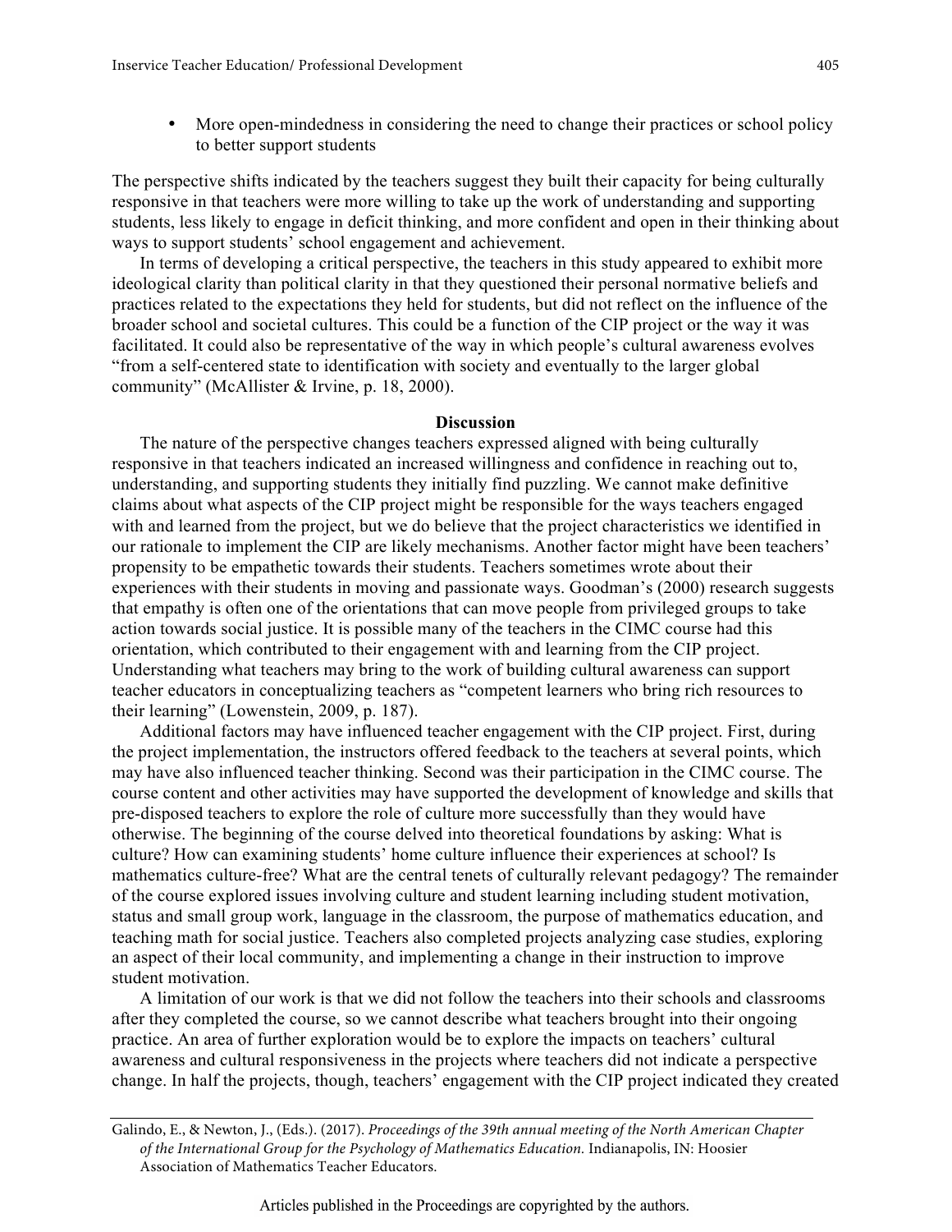- More open-mindedness in considering the need to change their practices or school policy to better support students

The perspective shifts indicated by the teachers suggest they built their capacity for being culturally responsive in that teachers were more willing to take up the work of understanding and supporting students, less likely to engage in deficit thinking, and more confident and open in their thinking about ways to support students' school engagement and achievement.

In terms of developing a critical perspective, the teachers in this study appeared to exhibit more ideological clarity than political clarity in that they questioned their personal normative beliefs and practices related to the expectations they held for students, but did not reflect on the influence of the broader school and societal cultures. This could be a function of the CIP project or the way it was facilitated. It could also be representative of the way in which people's cultural awareness evolves "from a self-centered state to identification with society and eventually to the larger global community" (McAllister & Irvine, p. 18, 2000).

## Discussion

The nature of the perspective changes teachers expressed aligned with being culturally responsive in that teachers indicated an increased willingness and confidence in reaching out to, understanding, and supporting students they initially find puzzling. We cannot make definitive claims about what aspects of the CIP project might be responsible for the ways teachers engaged with and learned from the project, but we do believe that the project characteristics we identified in our rationale to implement the CIP are likely mechanisms. Another factor might have been teachers' propensity to be empathetic towards their students. Teachers sometimes wrote about their experiences with their students in moving and passionate ways. Goodman's (2000) research suggests that empathy is often one of the orientations that can move people from privileged groups to take action towards social justice. It is possible many of the teachers in the CIMC course had this orientation, which contributed to their engagement with and learning from the CIP project. Understanding what teachers may bring to the work of building cultural awareness can support teacher educators in conceptualizing teachers as "competent learners who bring rich resources to their learning" (Lowenstein, 2009, p. 187).

Additional factors may have influenced teacher engagement with the CIP project. First, during the project implementation, the instructors offered feedback to the teachers at several points, which may have also influenced teacher thinking. Second was their participation in the CIMC course. The course content and other activities may have supported the development of knowledge and skills that pre-disposed teachers to explore the role of culture more successfully than they would have otherwise. The beginning of the course delved into theoretical foundations by asking: What is culture? How can examining students' home culture influence their experiences at school? Is mathematics culture-free? What are the central tenets of culturally relevant pedagogy? The remainder of the course explored issues involving culture and student learning including student motivation, status and small group work, language in the classroom, the purpose of mathematics education, and teaching math for social justice. Teachers also completed projects analyzing case studies, exploring an aspect of their local community, and implementing a change in their instruction to improve student motivation.

A limitation of our work is that we did not follow the teachers into their schools and classrooms after they completed the course, so we cannot describe what teachers brought into their ongoing practice. An area of further exploration would be to explore the impacts on teachers' cultural awareness and cultural responsiveness in the projects where teachers did not indicate a perspective change. In half the projects, though, teachers' engagement with the CIP project indicated they created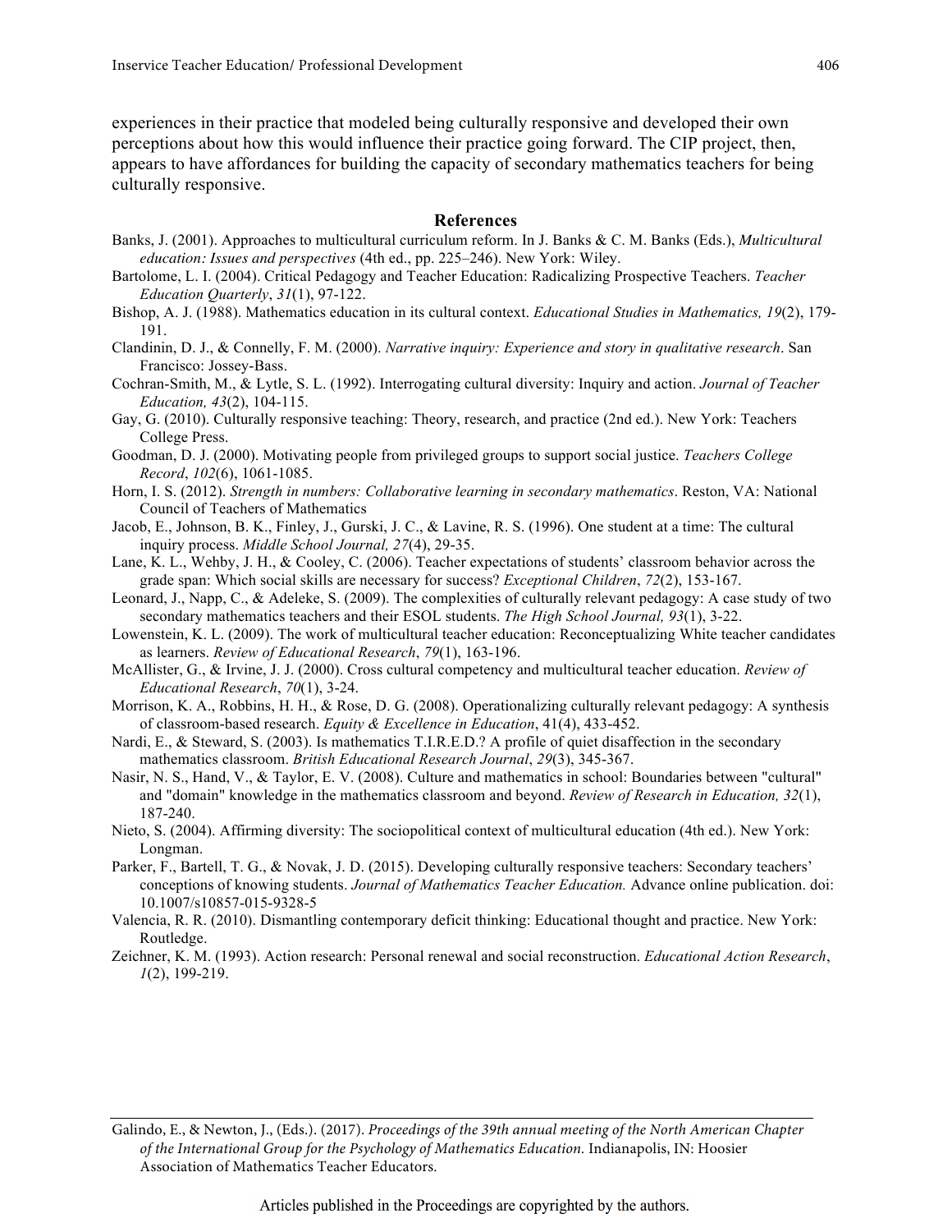experiences in their practice that modeled being culturally responsive and developed their own perceptions about how this would influence their practice going forward. The CIP project, then, appears to have affordances for building the capacity of secondary mathematics teachers for being culturally responsive.

## References

Banks, J. (2001). Approaches to multicultural curriculum reform. In J. Banks & C. M. Banks (Eds.), *Multicultural education: Issues and perspectives* (4th ed., pp. 225–246). New York: Wiley.

Bartolome, L. I. (2004). Critical Pedagogy and Teacher Education: Radicalizing Prospective Teachers. *Teacher Education Quarterly*, *31*(1), 97-122.

Bishop, A. J. (1988). Mathematics education in its cultural context. *Educational Studies in Mathematics, 19*(2), 179-191.

Clandinin, D. J., & Connelly, F. M. (2000). *Narrative inquiry: Experience and story in qualitative research*. San Francisco: Jossey-Bass.

Cochran-Smith, M., & Lytle, S. L. (1992). Interrogating cultural diversity: Inquiry and action. *Journal of Teacher Education, 43*(2), 104-115.

Gay, G. (2010). Culturally responsive teaching: Theory, research, and practice (2nd ed.). New York: Teachers College Press.

Goodman, D. J. (2000). Motivating people from privileged groups to support social justice. *Teachers College Record*, *102*(6), 1061-1085.

Horn, I. S. (2012). *Strength in numbers: Collaborative learning in secondary mathematics*. Reston, VA: National Council of Teachers of Mathematics

Jacob, E., Johnson, B. K., Finley, J., Gurski, J. C., & Lavine, R. S. (1996). One student at a time: The cultural inquiry process. *Middle School Journal, 27*(4), 29-35.

Lane, K. L., Wehby, J. H., & Cooley, C. (2006). Teacher expectations of students' classroom behavior across the grade span: Which social skills are necessary for success? *Exceptional Children*, *72*(2), 153-167.

Leonard, J., Napp, C., & Adeleke, S. (2009). The complexities of culturally relevant pedagogy: A case study of two secondary mathematics teachers and their ESOL students. *The High School Journal, 93*(1), 3-22.

Lowenstein, K. L. (2009). The work of multicultural teacher education: Reconceptualizing White teacher candidates as learners. *Review of Educational Research*, *79*(1), 163-196.

McAllister, G., & Irvine, J. J. (2000). Cross cultural competency and multicultural teacher education. *Review of Educational Research*, *70*(1), 3-24.

Morrison, K. A., Robbins, H. H., & Rose, D. G. (2008). Operationalizing culturally relevant pedagogy: A synthesis of classroom-based research. *Equity & Excellence in Education*, 41(4), 433-452.

Nardi, E., & Steward, S. (2003). Is mathematics T.I.R.E.D.? A profile of quiet disaffection in the secondary mathematics classroom. *British Educational Research Journal*, *29*(3), 345-367.

Nasir, N. S., Hand, V., & Taylor, E. V. (2008). Culture and mathematics in school: Boundaries between "cultural" and "domain" knowledge in the mathematics classroom and beyond. *Review of Research in Education, 32*(1), 187-240.

Nieto, S. (2004). Affirming diversity: The sociopolitical context of multicultural education (4th ed.). New York: Longman.

Parker, F., Bartell, T. G., & Novak, J. D. (2015). Developing culturally responsive teachers: Secondary teachers' conceptions of knowing students. *Journal of Mathematics Teacher Education.* Advance online publication. doi: 10.1007/s10857-015-9328-5

Valencia, R. R. (2010). Dismantling contemporary deficit thinking: Educational thought and practice. New York: Routledge.

Zeichner, K. M. (1993). Action research: Personal renewal and social reconstruction. *Educational Action Research*, *1*(2), 199-219.